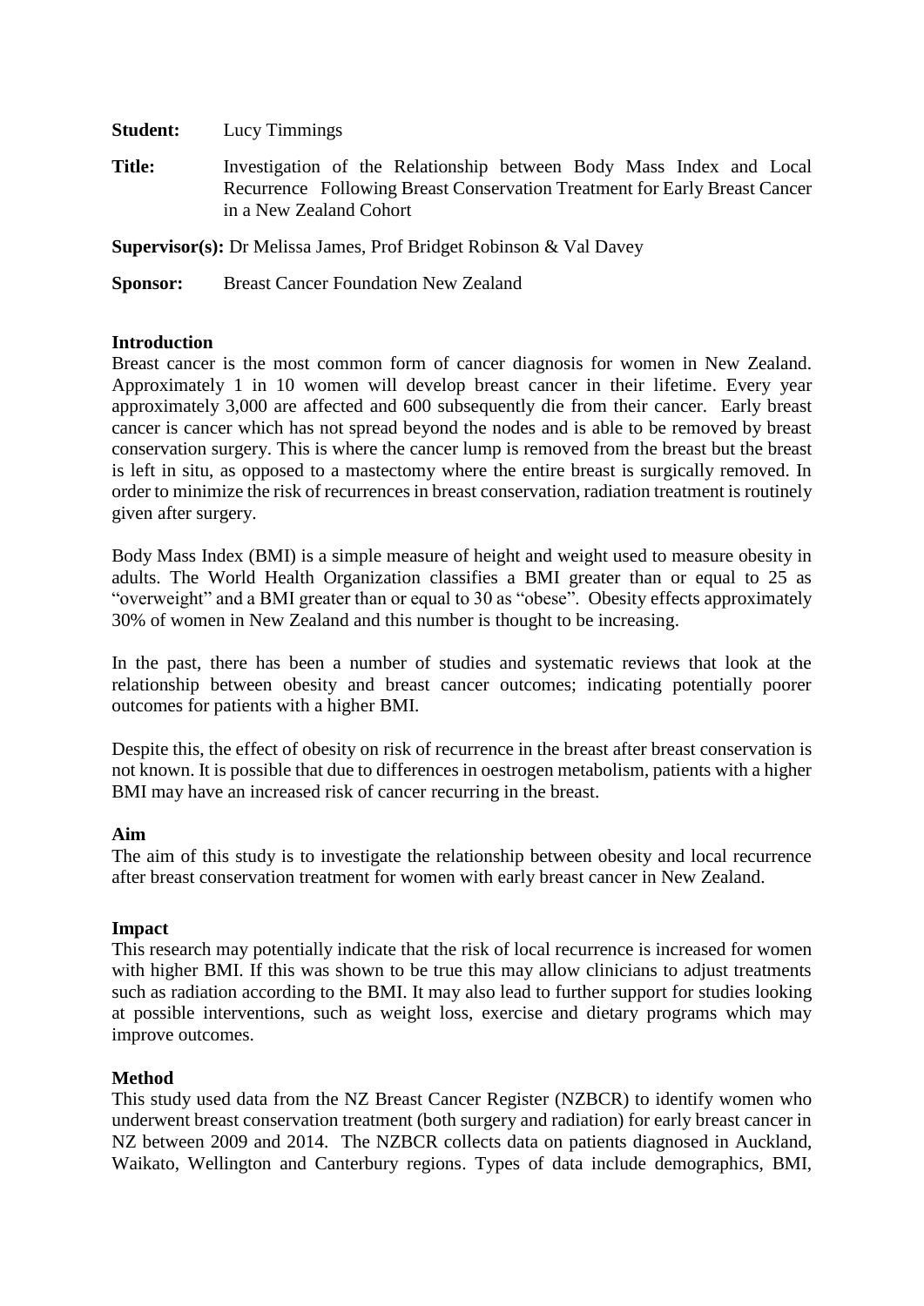**Student:** Lucy Timmings

**Title:** Investigation of the Relationship between Body Mass Index and Local Recurrence Following Breast Conservation Treatment for Early Breast Cancer in a New Zealand Cohort

**Supervisor(s):** Dr Melissa James, Prof Bridget Robinson & Val Davey

**Sponsor:** Breast Cancer Foundation New Zealand

**Introduction**

Breast cancer is the most common form of cancer diagnosis for women in New Zealand. Approximately 1 in 10 women will develop breast cancer in their lifetime. Every year approximately 3,000 are affected and 600 subsequently die from their cancer. Early breast cancer is cancer which has not spread beyond the nodes and is able to be removed by breast conservation surgery. This is where the cancer lump is removed from the breast but the breast is left in situ, as opposed to a mastectomy where the entire breast is surgically removed. In order to minimize the risk of recurrences in breast conservation, radiation treatment is routinely given after surgery.

Body Mass Index (BMI) is a simple measure of height and weight used to measure obesity in adults. The World Health Organization classifies a BMI greater than or equal to 25 as "overweight" and a BMI greater than or equal to 30 as "obese". Obesity effects approximately 30% of women in New Zealand and this number is thought to be increasing.

In the past, there has been a number of studies and systematic reviews that look at the relationship between obesity and breast cancer outcomes; indicating potentially poorer outcomes for patients with a higher BMI.

Despite this, the effect of obesity on risk of recurrence in the breast after breast conservation is not known. It is possible that due to differences in oestrogen metabolism, patients with a higher BMI may have an increased risk of cancer recurring in the breast.

**Aim**

The aim of this study is to investigate the relationship between obesity and local recurrence after breast conservation treatment for women with early breast cancer in New Zealand.

**Impact**

This research may potentially indicate that the risk of local recurrence is increased for women with higher BMI. If this was shown to be true this may allow clinicians to adjust treatments such as radiation according to the BMI. It may also lead to further support for studies looking at possible interventions, such as weight loss, exercise and dietary programs which may improve outcomes.

**Method**

This study used data from the NZ Breast Cancer Register (NZBCR) to identify women who underwent breast conservation treatment (both surgery and radiation) for early breast cancer in NZ between 2009 and 2014. The NZBCR collects data on patients diagnosed in Auckland, Waikato, Wellington and Canterbury regions. Types of data include demographics, BMI,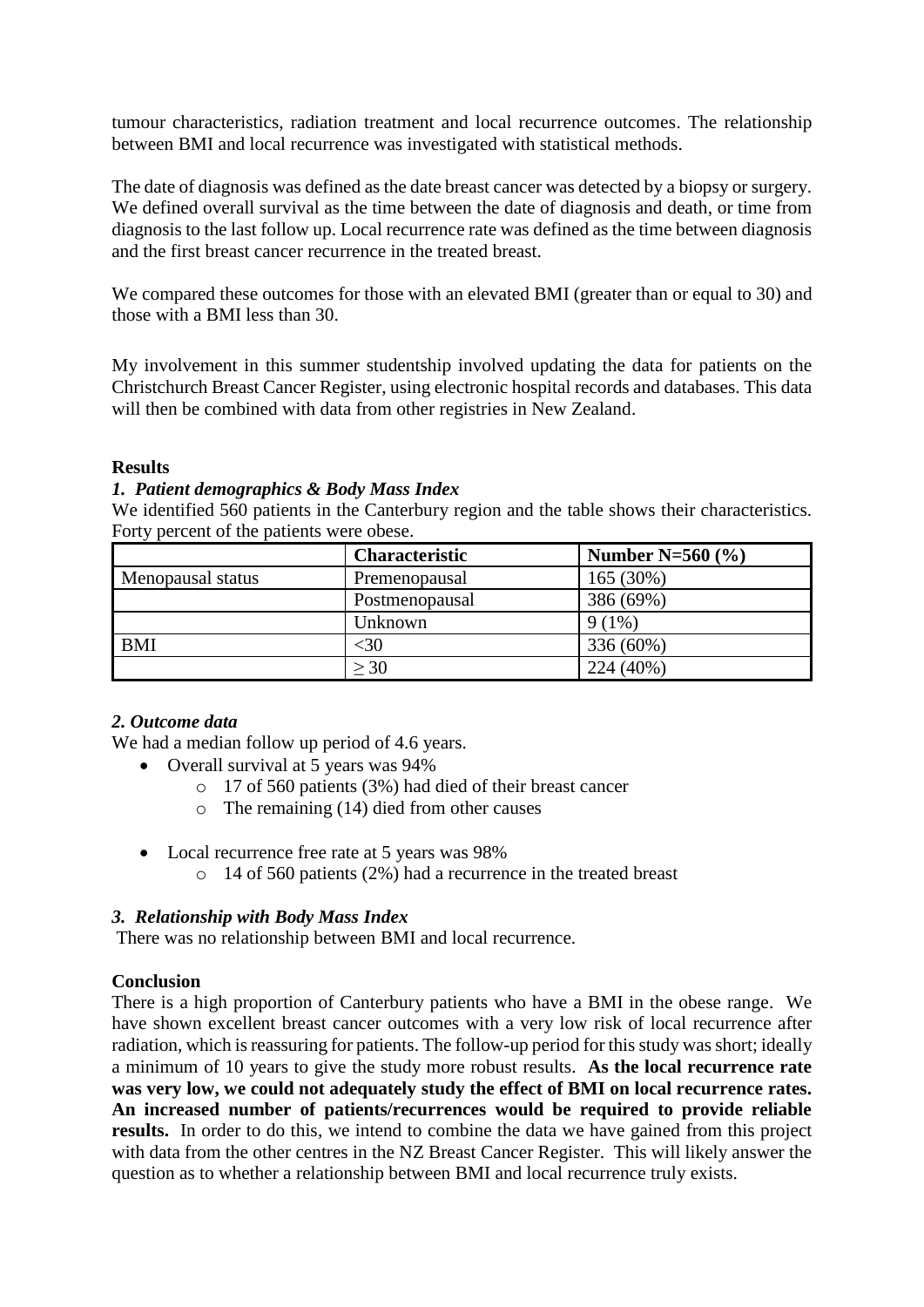tumour characteristics, radiation treatment and local recurrence outcomes. The relationship between BMI and local recurrence was investigated with statistical methods.

The date of diagnosis was defined as the date breast cancer was detected by a biopsy or surgery. We defined overall survival as the time between the date of diagnosis and death, or time from diagnosis to the last follow up. Local recurrence rate was defined as the time between diagnosis and the first breast cancer recurrence in the treated breast.

We compared these outcomes for those with an elevated BMI (greater than or equal to 30) and those with a BMI less than 30.

My involvement in this summer studentship involved updating the data for patients on the Christchurch Breast Cancer Register, using electronic hospital records and databases. This data will then be combined with data from other registries in New Zealand.

**Results**

***1. Patient demographics & Body Mass Index***

We identified 560 patients in the Canterbury region and the table shows their characteristics. Forty percent of the patients were obese.

| | **Characteristic** | **Number N=560 (%)** |
|---|---|---|
| Menopausal status | Premenopausal | 165 (30%) |
| | Postmenopausal | 386 (69%) |
| | Unknown | 9 (1%) |
| BMI | <30 | 336 (60%) |
| | $\geq 30$ | 224 (40%) |

***2. Outcome data***

We had a median follow up period of 4.6 years.

- Overall survival at 5 years was 94%
  - 17 of 560 patients (3%) had died of their breast cancer
  - The remaining (14) died from other causes

- Local recurrence free rate at 5 years was 98%
  - 14 of 560 patients (2%) had a recurrence in the treated breast

***3. Relationship with Body Mass Index***

There was no relationship between BMI and local recurrence.

**Conclusion**

There is a high proportion of Canterbury patients who have a BMI in the obese range. We have shown excellent breast cancer outcomes with a very low risk of local recurrence after radiation, which is reassuring for patients. The follow-up period for this study was short; ideally a minimum of 10 years to give the study more robust results. **As the local recurrence rate was very low, we could not adequately study the effect of BMI on local recurrence rates. An increased number of patients/recurrences would be required to provide reliable results.** In order to do this, we intend to combine the data we have gained from this project with data from the other centres in the NZ Breast Cancer Register. This will likely answer the question as to whether a relationship between BMI and local recurrence truly exists.